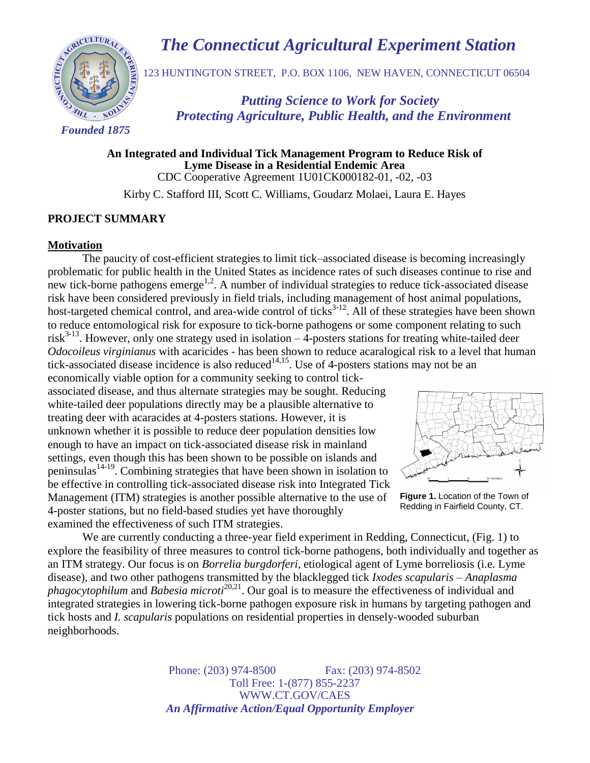# The Connecticut Agricultural Experiment Station

123 HUNTINGTON STREET, P.O. BOX 1106, NEW HAVEN, CONNECTICUT 06504

*Putting Science to Work for Society*
*Protecting Agriculture, Public Health, and the Environment*

*Founded 1875*

**An Integrated and Individual Tick Management Program to Reduce Risk of Lyme Disease in a Residential Endemic Area**

CDC Cooperative Agreement 1U01CK000182-01, -02, -03

Kirby C. Stafford III, Scott C. Williams, Goudarz Molaei, Laura E. Hayes

## PROJECT SUMMARY

### Motivation

The paucity of cost-efficient strategies to limit tick–associated disease is becoming increasingly problematic for public health in the United States as incidence rates of such diseases continue to rise and new tick-borne pathogens emerge[1,2]. A number of individual strategies to reduce tick-associated disease risk have been considered previously in field trials, including management of host animal populations, host-targeted chemical control, and area-wide control of ticks[3-12]. All of these strategies have been shown to reduce entomological risk for exposure to tick-borne pathogens or some component relating to such risk[3-13]. However, only one strategy used in isolation – 4-posters stations for treating white-tailed deer *Odocoileus virginianus* with acaricides - has been shown to reduce acaralogical risk to a level that human tick-associated disease incidence is also reduced[14,15]. Use of 4-posters stations may not be an economically viable option for a community seeking to control tick-associated disease, and thus alternate strategies may be sought. Reducing white-tailed deer populations directly may be a plausible alternative to treating deer with acaracides at 4-posters stations. However, it is unknown whether it is possible to reduce deer population densities low enough to have an impact on tick-associated disease risk in mainland settings, even though this has been shown to be possible on islands and peninsulas[14-19]. Combining strategies that have been shown in isolation to be effective in controlling tick-associated disease risk into Integrated Tick Management (ITM) strategies is another possible alternative to the use of 4-poster stations, but no field-based studies yet have thoroughly examined the effectiveness of such ITM strategies.

**Figure 1.** Location of the Town of Redding in Fairfield County, CT.

We are currently conducting a three-year field experiment in Redding, Connecticut, (Fig. 1) to explore the feasibility of three measures to control tick-borne pathogens, both individually and together as an ITM strategy. Our focus is on *Borrelia burgdorferi*, etiological agent of Lyme borreliosis (i.e. Lyme disease), and two other pathogens transmitted by the blacklegged tick *Ixodes scapularis* – *Anaplasma phagocytophilum* and *Babesia microti*[20,21]. Our goal is to measure the effectiveness of individual and integrated strategies in lowering tick-borne pathogen exposure risk in humans by targeting pathogen and tick hosts and *I. scapularis* populations on residential properties in densely-wooded suburban neighborhoods.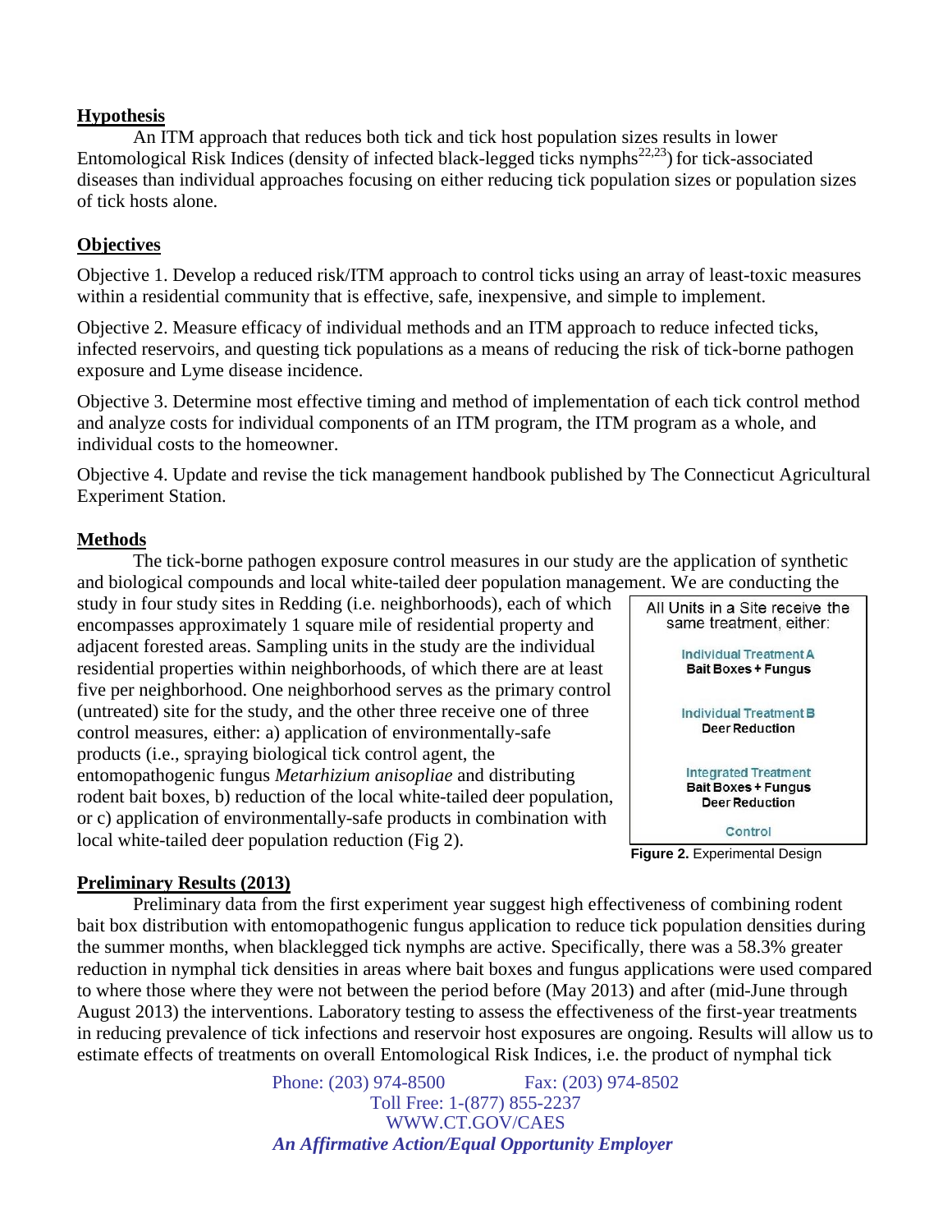## Hypothesis

An ITM approach that reduces both tick and tick host population sizes results in lower Entomological Risk Indices (density of infected black-legged ticks nymphs[22,23]) for tick-associated diseases than individual approaches focusing on either reducing tick population sizes or population sizes of tick hosts alone.

## Objectives

Objective 1. Develop a reduced risk/ITM approach to control ticks using an array of least-toxic measures within a residential community that is effective, safe, inexpensive, and simple to implement.

Objective 2. Measure efficacy of individual methods and an ITM approach to reduce infected ticks, infected reservoirs, and questing tick populations as a means of reducing the risk of tick-borne pathogen exposure and Lyme disease incidence.

Objective 3. Determine most effective timing and method of implementation of each tick control method and analyze costs for individual components of an ITM program, the ITM program as a whole, and individual costs to the homeowner.

Objective 4. Update and revise the tick management handbook published by The Connecticut Agricultural Experiment Station.

## Methods

The tick-borne pathogen exposure control measures in our study are the application of synthetic and biological compounds and local white-tailed deer population management. We are conducting the study in four study sites in Redding (i.e. neighborhoods), each of which encompasses approximately 1 square mile of residential property and adjacent forested areas. Sampling units in the study are the individual residential properties within neighborhoods, of which there are at least five per neighborhood. One neighborhood serves as the primary control (untreated) site for the study, and the other three receive one of three control measures, either: a) application of environmentally-safe products (i.e., spraying biological tick control agent, the entomopathogenic fungus *Metarhizium anisopliae* and distributing rodent bait boxes, b) reduction of the local white-tailed deer population, or c) application of environmentally-safe products in combination with local white-tailed deer population reduction (Fig 2).

All Units in a Site receive the same treatment, either:

Individual Treatment A
**Bait Boxes + Fungus**

Individual Treatment B
**Deer Reduction**

Integrated Treatment
**Bait Boxes + Fungus**
**Deer Reduction**

Control

**Figure 2.** Experimental Design

## Preliminary Results (2013)

Preliminary data from the first experiment year suggest high effectiveness of combining rodent bait box distribution with entomopathogenic fungus application to reduce tick population densities during the summer months, when blacklegged tick nymphs are active. Specifically, there was a 58.3% greater reduction in nymphal tick densities in areas where bait boxes and fungus applications were used compared to where those where they were not between the period before (May 2013) and after (mid-June through August 2013) the interventions. Laboratory testing to assess the effectiveness of the first-year treatments in reducing prevalence of tick infections and reservoir host exposures are ongoing. Results will allow us to estimate effects of treatments on overall Entomological Risk Indices, i.e. the product of nymphal tick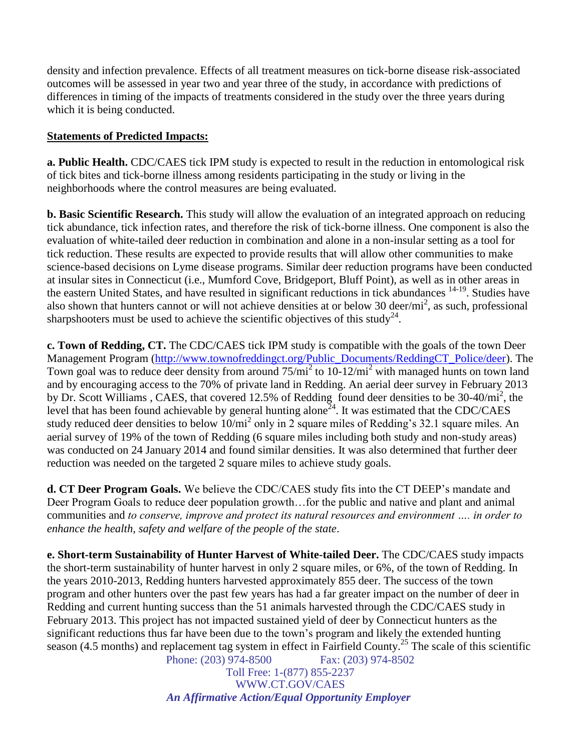density and infection prevalence. Effects of all treatment measures on tick-borne disease risk-associated outcomes will be assessed in year two and year three of the study, in accordance with predictions of differences in timing of the impacts of treatments considered in the study over the three years during which it is being conducted.

**Statements of Predicted Impacts:**

**a. Public Health.** CDC/CAES tick IPM study is expected to result in the reduction in entomological risk of tick bites and tick-borne illness among residents participating in the study or living in the neighborhoods where the control measures are being evaluated.

**b. Basic Scientific Research.** This study will allow the evaluation of an integrated approach on reducing tick abundance, tick infection rates, and therefore the risk of tick-borne illness. One component is also the evaluation of white-tailed deer reduction in combination and alone in a non-insular setting as a tool for tick reduction. These results are expected to provide results that will allow other communities to make science-based decisions on Lyme disease programs. Similar deer reduction programs have been conducted at insular sites in Connecticut (i.e., Mumford Cove, Bridgeport, Bluff Point), as well as in other areas in the eastern United States, and have resulted in significant reductions in tick abundances [14-19]. Studies have also shown that hunters cannot or will not achieve densities at or below 30 deer/mi$^2$, as such, professional sharpshooters must be used to achieve the scientific objectives of this study[24].

**c. Town of Redding, CT.** The CDC/CAES tick IPM study is compatible with the goals of the town Deer Management Program (http://www.townofreddingct.org/Public_Documents/ReddingCT_Police/deer). The Town goal was to reduce deer density from around 75/mi$^2$ to 10-12/mi$^2$ with managed hunts on town land and by encouraging access to the 70% of private land in Redding. An aerial deer survey in February 2013 by Dr. Scott Williams , CAES, that covered 12.5% of Redding found deer densities to be 30-40/mi$^2$, the level that has been found achievable by general hunting alone[24]. It was estimated that the CDC/CAES study reduced deer densities to below 10/mi$^2$ only in 2 square miles of Redding's 32.1 square miles. An aerial survey of 19% of the town of Redding (6 square miles including both study and non-study areas) was conducted on 24 January 2014 and found similar densities. It was also determined that further deer reduction was needed on the targeted 2 square miles to achieve study goals.

**d. CT Deer Program Goals.** We believe the CDC/CAES study fits into the CT DEEP's mandate and Deer Program Goals to reduce deer population growth…for the public and native and plant and animal communities and *to conserve, improve and protect its natural resources and environment …. in order to enhance the health, safety and welfare of the people of the state*.

**e. Short-term Sustainability of Hunter Harvest of White-tailed Deer.** The CDC/CAES study impacts the short-term sustainability of hunter harvest in only 2 square miles, or 6%, of the town of Redding. In the years 2010-2013, Redding hunters harvested approximately 855 deer. The success of the town program and other hunters over the past few years has had a far greater impact on the number of deer in Redding and current hunting success than the 51 animals harvested through the CDC/CAES study in February 2013. This project has not impacted sustained yield of deer by Connecticut hunters as the significant reductions thus far have been due to the town's program and likely the extended hunting season (4.5 months) and replacement tag system in effect in Fairfield County.[25] The scale of this scientific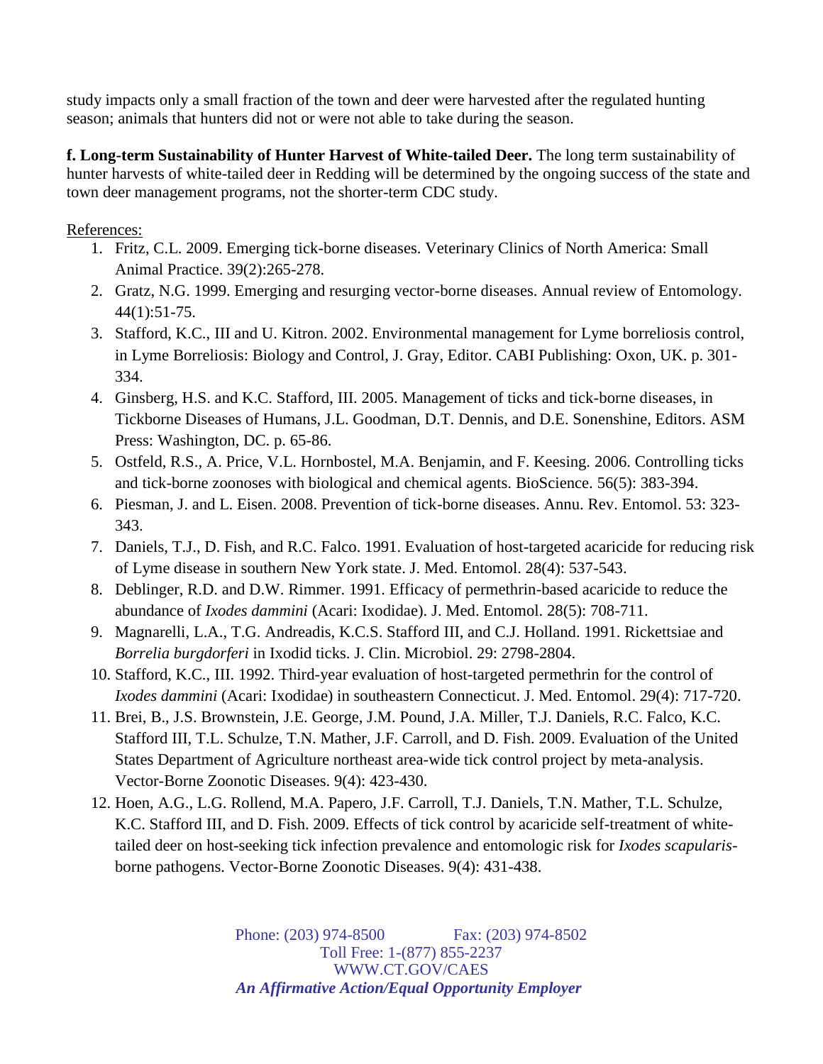study impacts only a small fraction of the town and deer were harvested after the regulated hunting season; animals that hunters did not or were not able to take during the season.

**f. Long-term Sustainability of Hunter Harvest of White-tailed Deer.** The long term sustainability of hunter harvests of white-tailed deer in Redding will be determined by the ongoing success of the state and town deer management programs, not the shorter-term CDC study.

References:

1. Fritz, C.L. 2009. Emerging tick-borne diseases. Veterinary Clinics of North America: Small Animal Practice. 39(2):265-278.
2. Gratz, N.G. 1999. Emerging and resurging vector-borne diseases. Annual review of Entomology. 44(1):51-75.
3. Stafford, K.C., III and U. Kitron. 2002. Environmental management for Lyme borreliosis control, in Lyme Borreliosis: Biology and Control, J. Gray, Editor. CABI Publishing: Oxon, UK. p. 301-334.
4. Ginsberg, H.S. and K.C. Stafford, III. 2005. Management of ticks and tick-borne diseases, in Tickborne Diseases of Humans, J.L. Goodman, D.T. Dennis, and D.E. Sonenshine, Editors. ASM Press: Washington, DC. p. 65-86.
5. Ostfeld, R.S., A. Price, V.L. Hornbostel, M.A. Benjamin, and F. Keesing. 2006. Controlling ticks and tick-borne zoonoses with biological and chemical agents. BioScience. 56(5): 383-394.
6. Piesman, J. and L. Eisen. 2008. Prevention of tick-borne diseases. Annu. Rev. Entomol. 53: 323-343.
7. Daniels, T.J., D. Fish, and R.C. Falco. 1991. Evaluation of host-targeted acaricide for reducing risk of Lyme disease in southern New York state. J. Med. Entomol. 28(4): 537-543.
8. Deblinger, R.D. and D.W. Rimmer. 1991. Efficacy of permethrin-based acaricide to reduce the abundance of *Ixodes dammini* (Acari: Ixodidae). J. Med. Entomol. 28(5): 708-711.
9. Magnarelli, L.A., T.G. Andreadis, K.C.S. Stafford III, and C.J. Holland. 1991. Rickettsiae and *Borrelia burgdorferi* in Ixodid ticks. J. Clin. Microbiol. 29: 2798-2804.
10. Stafford, K.C., III. 1992. Third-year evaluation of host-targeted permethrin for the control of *Ixodes dammini* (Acari: Ixodidae) in southeastern Connecticut. J. Med. Entomol. 29(4): 717-720.
11. Brei, B., J.S. Brownstein, J.E. George, J.M. Pound, J.A. Miller, T.J. Daniels, R.C. Falco, K.C. Stafford III, T.L. Schulze, T.N. Mather, J.F. Carroll, and D. Fish. 2009. Evaluation of the United States Department of Agriculture northeast area-wide tick control project by meta-analysis. Vector-Borne Zoonotic Diseases. 9(4): 423-430.
12. Hoen, A.G., L.G. Rollend, M.A. Papero, J.F. Carroll, T.J. Daniels, T.N. Mather, T.L. Schulze, K.C. Stafford III, and D. Fish. 2009. Effects of tick control by acaricide self-treatment of white-tailed deer on host-seeking tick infection prevalence and entomologic risk for *Ixodes scapularis*-borne pathogens. Vector-Borne Zoonotic Diseases. 9(4): 431-438.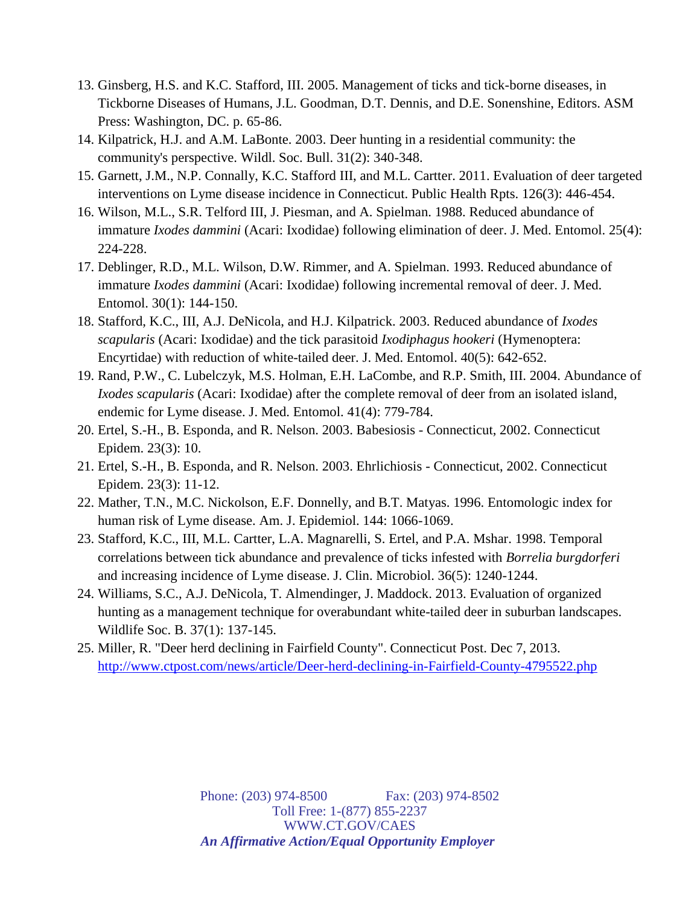13. Ginsberg, H.S. and K.C. Stafford, III. 2005. Management of ticks and tick-borne diseases, in Tickborne Diseases of Humans, J.L. Goodman, D.T. Dennis, and D.E. Sonenshine, Editors. ASM Press: Washington, DC. p. 65-86.
14. Kilpatrick, H.J. and A.M. LaBonte. 2003. Deer hunting in a residential community: the community's perspective. Wildl. Soc. Bull. 31(2): 340-348.
15. Garnett, J.M., N.P. Connally, K.C. Stafford III, and M.L. Cartter. 2011. Evaluation of deer targeted interventions on Lyme disease incidence in Connecticut. Public Health Rpts. 126(3): 446-454.
16. Wilson, M.L., S.R. Telford III, J. Piesman, and A. Spielman. 1988. Reduced abundance of immature *Ixodes dammini* (Acari: Ixodidae) following elimination of deer. J. Med. Entomol. 25(4): 224-228.
17. Deblinger, R.D., M.L. Wilson, D.W. Rimmer, and A. Spielman. 1993. Reduced abundance of immature *Ixodes dammini* (Acari: Ixodidae) following incremental removal of deer. J. Med. Entomol. 30(1): 144-150.
18. Stafford, K.C., III, A.J. DeNicola, and H.J. Kilpatrick. 2003. Reduced abundance of *Ixodes scapularis* (Acari: Ixodidae) and the tick parasitoid *Ixodiphagus hookeri* (Hymenoptera: Encyrtidae) with reduction of white-tailed deer. J. Med. Entomol. 40(5): 642-652.
19. Rand, P.W., C. Lubelczyk, M.S. Holman, E.H. LaCombe, and R.P. Smith, III. 2004. Abundance of *Ixodes scapularis* (Acari: Ixodidae) after the complete removal of deer from an isolated island, endemic for Lyme disease. J. Med. Entomol. 41(4): 779-784.
20. Ertel, S.-H., B. Esponda, and R. Nelson. 2003. Babesiosis - Connecticut, 2002. Connecticut Epidem. 23(3): 10.
21. Ertel, S.-H., B. Esponda, and R. Nelson. 2003. Ehrlichiosis - Connecticut, 2002. Connecticut Epidem. 23(3): 11-12.
22. Mather, T.N., M.C. Nickolson, E.F. Donnelly, and B.T. Matyas. 1996. Entomologic index for human risk of Lyme disease. Am. J. Epidemiol. 144: 1066-1069.
23. Stafford, K.C., III, M.L. Cartter, L.A. Magnarelli, S. Ertel, and P.A. Mshar. 1998. Temporal correlations between tick abundance and prevalence of ticks infested with *Borrelia burgdorferi* and increasing incidence of Lyme disease. J. Clin. Microbiol. 36(5): 1240-1244.
24. Williams, S.C., A.J. DeNicola, T. Almendinger, J. Maddock. 2013. Evaluation of organized hunting as a management technique for overabundant white-tailed deer in suburban landscapes. Wildlife Soc. B. 37(1): 137-145.
25. Miller, R. "Deer herd declining in Fairfield County". Connecticut Post. Dec 7, 2013. http://www.ctpost.com/news/article/Deer-herd-declining-in-Fairfield-County-4795522.php

Phone: (203) 974-8500 Fax: (203) 974-8502
Toll Free: 1-(877) 855-2237
WWW.CT.GOV/CAES
***An Affirmative Action/Equal Opportunity Employer***